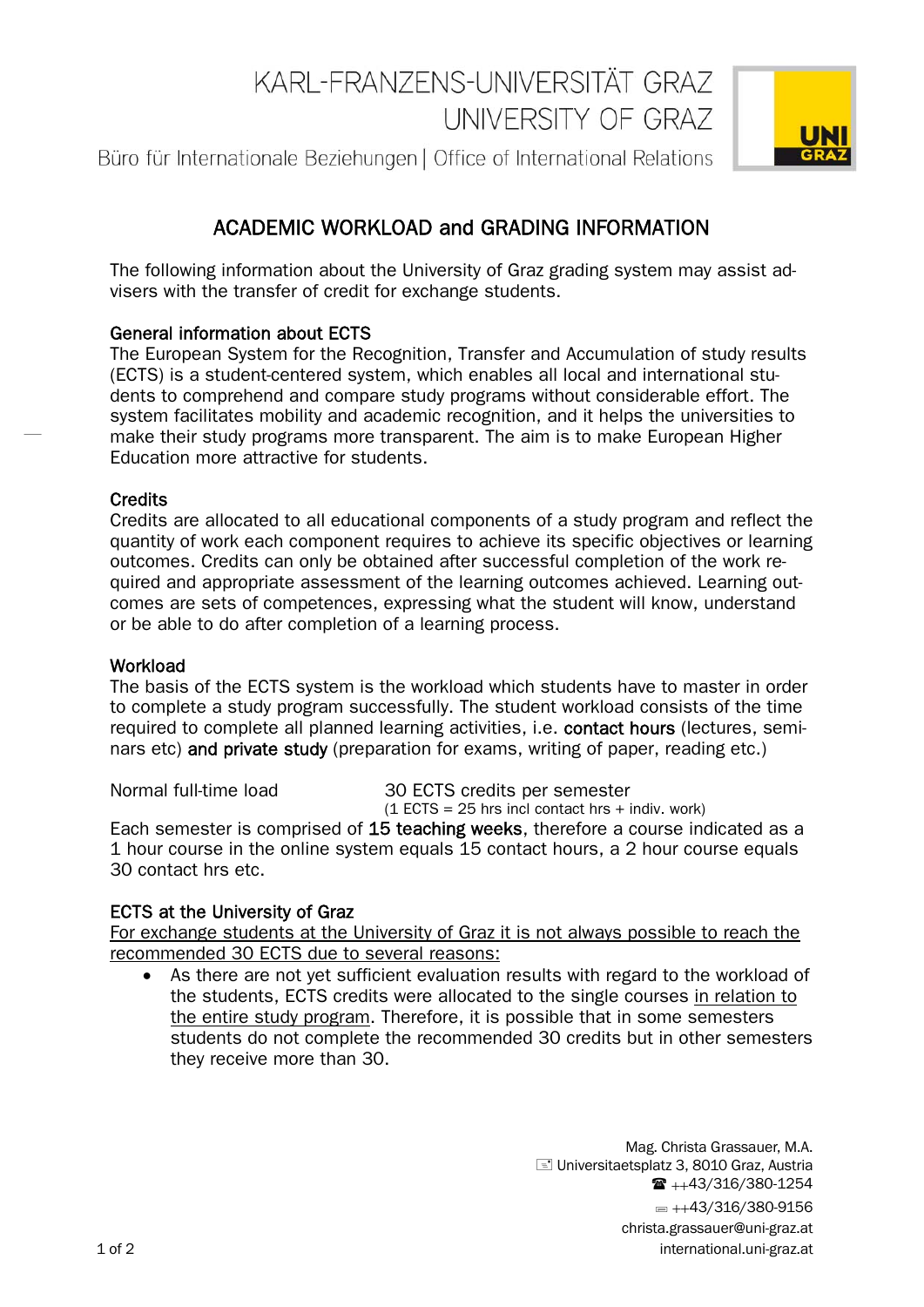KARL-FRANZENS-UNIVERSITÄT GRAZ
UNIVERSITY OF GRAZ

Büro für Internationale Beziehungen | Office of International Relations

# ACADEMIC WORKLOAD and GRADING INFORMATION

The following information about the University of Graz grading system may assist advisers with the transfer of credit for exchange students.

## General information about ECTS

The European System for the Recognition, Transfer and Accumulation of study results (ECTS) is a student-centered system, which enables all local and international students to comprehend and compare study programs without considerable effort. The system facilitates mobility and academic recognition, and it helps the universities to make their study programs more transparent. The aim is to make European Higher Education more attractive for students.

## Credits

Credits are allocated to all educational components of a study program and reflect the quantity of work each component requires to achieve its specific objectives or learning outcomes. Credits can only be obtained after successful completion of the work required and appropriate assessment of the learning outcomes achieved. Learning outcomes are sets of competences, expressing what the student will know, understand or be able to do after completion of a learning process.

## Workload

The basis of the ECTS system is the workload which students have to master in order to complete a study program successfully. The student workload consists of the time required to complete all planned learning activities, i.e. **contact hours** (lectures, seminars etc) **and private study** (preparation for exams, writing of paper, reading etc.)

Normal full-time load — 30 ECTS credits per semester
(1 ECTS = 25 hrs incl contact hrs + indiv. work)

Each semester is comprised of **15 teaching weeks**, therefore a course indicated as a 1 hour course in the online system equals 15 contact hours, a 2 hour course equals 30 contact hrs etc.

## ECTS at the University of Graz

For exchange students at the University of Graz it is not always possible to reach the recommended 30 ECTS due to several reasons:

- As there are not yet sufficient evaluation results with regard to the workload of the students, ECTS credits were allocated to the single courses in relation to the entire study program. Therefore, it is possible that in some semesters students do not complete the recommended 30 credits but in other semesters they receive more than 30.

Mag. Christa Grassauer, M.A.
Universitaetsplatz 3, 8010 Graz, Austria
++43/316/380-1254
++43/316/380-9156
christa.grassauer@uni-graz.at
international.uni-graz.at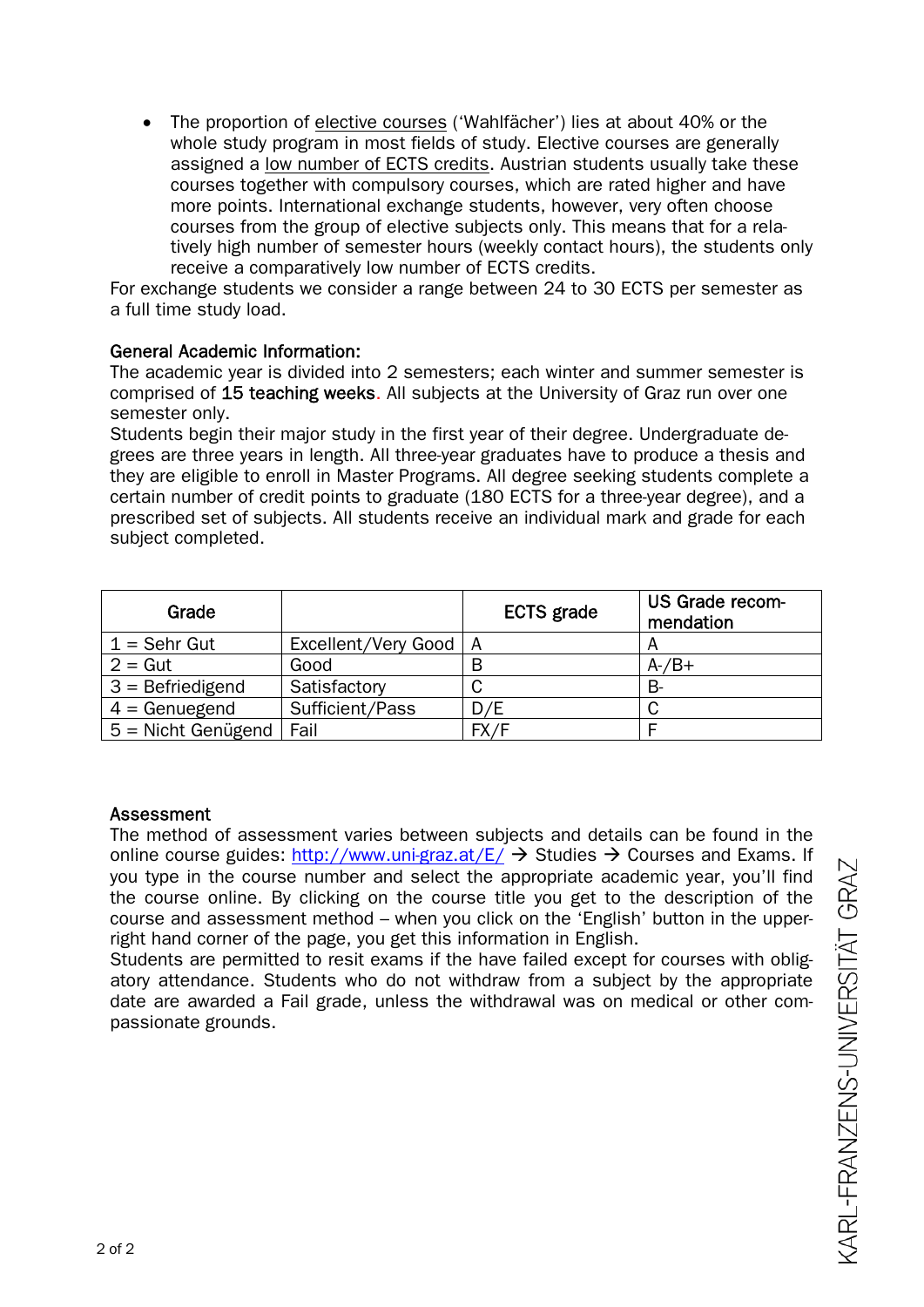- The proportion of elective courses ('Wahlfächer') lies at about 40% or the whole study program in most fields of study. Elective courses are generally assigned a low number of ECTS credits. Austrian students usually take these courses together with compulsory courses, which are rated higher and have more points. International exchange students, however, very often choose courses from the group of elective subjects only. This means that for a relatively high number of semester hours (weekly contact hours), the students only receive a comparatively low number of ECTS credits.

For exchange students we consider a range between 24 to 30 ECTS per semester as a full time study load.

**General Academic Information:**

The academic year is divided into 2 semesters; each winter and summer semester is comprised of **15 teaching weeks**. All subjects at the University of Graz run over one semester only.

Students begin their major study in the first year of their degree. Undergraduate degrees are three years in length. All three-year graduates have to produce a thesis and they are eligible to enroll in Master Programs. All degree seeking students complete a certain number of credit points to graduate (180 ECTS for a three-year degree), and a prescribed set of subjects. All students receive an individual mark and grade for each subject completed.

| Grade | | ECTS grade | US Grade recommendation |
|---|---|---|---|
| 1 = Sehr Gut | Excellent/Very Good | A | A |
| 2 = Gut | Good | B | A-/B+ |
| 3 = Befriedigend | Satisfactory | C | B- |
| 4 = Genuegend | Sufficient/Pass | D/E | C |
| 5 = Nicht Genügend | Fail | FX/F | F |

**Assessment**

The method of assessment varies between subjects and details can be found in the online course guides: http://www.uni-graz.at/E/ → Studies → Courses and Exams. If you type in the course number and select the appropriate academic year, you'll find the course online. By clicking on the course title you get to the description of the course and assessment method – when you click on the 'English' button in the upper-right hand corner of the page, you get this information in English.

Students are permitted to resit exams if the have failed except for courses with obligatory attendance. Students who do not withdraw from a subject by the appropriate date are awarded a Fail grade, unless the withdrawal was on medical or other compassionate grounds.